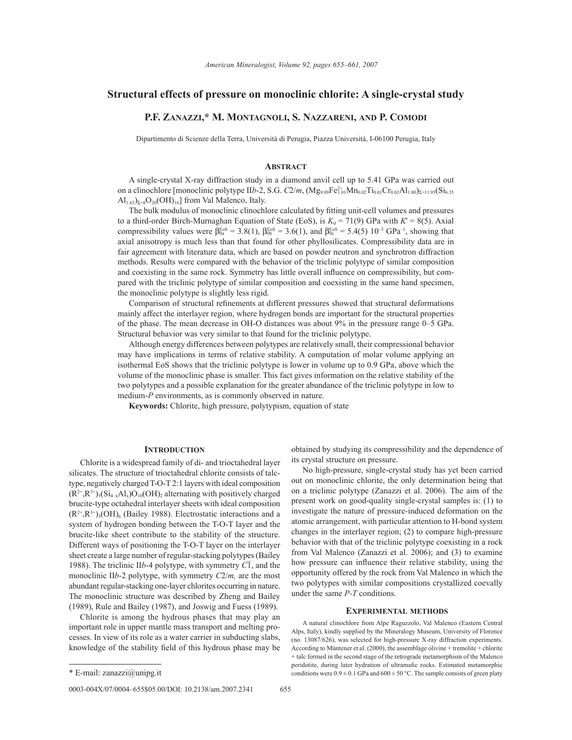# Structural effects of pressure on monoclinic chlorite: A single-crystal study

**P.F. Zanazzi,* M. Montagnoli, S. Nazzareni, and P. Comodi**

Dipartimento di Scienze della Terra, Università di Perugia, Piazza Università, I-06100 Perugia, Italy

## Abstract

A single-crystal X-ray diffraction study in a diamond anvil cell up to 5.41 GPa was carried out on a clinochlore [monoclinic polytype II*b*-2, S.G. *C*2/*m*, $(Mg_{9.09}Fe^{2+}_{1.01}Mn_{0.02}Ti_{0.01}Cr_{0.02}Al_{1.80})_{\Sigma=11.95}(Si_{6.35}Al_{1.65})_{\Sigma=8}O_{20}(OH)_{16}$] from Val Malenco, Italy.

The bulk modulus of monoclinic clinochlore calculated by fitting unit-cell volumes and pressures to a third-order Birch-Murnaghan Equation of State (EoS), is $K_0$ = 71(9) GPa with $K'$ = 8(5). Axial compressibility values were $\beta_{0a}^{EoS}$ = 3.8(1), $\beta_{0b}^{EoS}$ = 3.6(1), and $\beta_{0c}^{EoS}$ = 5.4(5) $10^{-3}$ $GPa^{-1}$, showing that axial anisotropy is much less than that found for other phyllosilicates. Compressibility data are in fair agreement with literature data, which are based on powder neutron and synchrotron diffraction methods. Results were compared with the behavior of the triclinic polytype of similar composition and coexisting in the same rock. Symmetry has little overall influence on compressibility, but compared with the triclinic polytype of similar composition and coexisting in the same hand specimen, the monoclinic polytype is slightly less rigid.

Comparison of structural refinements at different pressures showed that structural deformations mainly affect the interlayer region, where hydrogen bonds are important for the structural properties of the phase. The mean decrease in OH-O distances was about 9% in the pressure range 0–5 GPa. Structural behavior was very similar to that found for the triclinic polytype.

Although energy differences between polytypes are relatively small, their compressional behavior may have implications in terms of relative stability. A computation of molar volume applying an isothermal EoS shows that the triclinic polytype is lower in volume up to 0.9 GPa, above which the volume of the monoclinic phase is smaller. This fact gives information on the relative stability of the two polytypes and a possible explanation for the greater abundance of the triclinic polytype in low to medium-*P* environments, as is commonly observed in nature.

**Keywords:** Chlorite, high pressure, polytypism, equation of state

## Introduction

Chlorite is a widespread family of di- and trioctahedral layer silicates. The structure of trioctahedral chlorite consists of talc-type, negatively charged T-O-T 2:1 layers with ideal composition $(R^{2+},R^{3+})_3(Si_{4-x}Al_x)O_{10}(OH)_2$ alternating with positively charged brucite-type octahedral interlayer sheets with ideal composition $(R^{2+},R^{3+})_3(OH)_6$ (Bailey 1988). Electrostatic interactions and a system of hydrogen bonding between the T-O-T layer and the brucite-like sheet contribute to the stability of the structure. Different ways of positioning the T-O-T layer on the interlayer sheet create a large number of regular-stacking polytypes (Bailey 1988). The triclinic II*b*-4 polytype, with symmetry $C\bar{1}$, and the monoclinic II*b*-2 polytype, with symmetry *C*2/*m,* are the most abundant regular-stacking one-layer chlorites occurring in nature. The monoclinic structure was described by Zheng and Bailey (1989), Rule and Bailey (1987), and Joswig and Fuess (1989).

Chlorite is among the hydrous phases that may play an important role in upper mantle mass transport and melting processes. In view of its role as a water carrier in subducting slabs, knowledge of the stability field of this hydrous phase may be obtained by studying its compressibility and the dependence of its crystal structure on pressure.

No high-pressure, single-crystal study has yet been carried out on monoclinic chlorite, the only determination being that on a triclinic polytype (Zanazzi et al. 2006). The aim of the present work on good-quality single-crystal samples is: (1) to investigate the nature of pressure-induced deformation on the atomic arrangement, with particular attention to H-bond system changes in the interlayer region; (2) to compare high-pressure behavior with that of the triclinic polytype coexisting in a rock from Val Malenco (Zanazzi et al. 2006); and (3) to examine how pressure can influence their relative stability, using the opportunity offered by the rock from Val Malenco in which the two polytypes with similar compositions crystallized coevally under the same *P*-*T* conditions.

## Experimental methods

A natural clinochlore from Alpe Raguzzolo, Val Malenco (Eastern Central Alps, Italy), kindly supplied by the Mineralogy Museum, University of Florence (no. 13087/626), was selected for high-pressure X-ray diffraction experiments. According to Müntener et al. (2000), the assemblage olivine + tremolite + chlorite + talc formed in the second stage of the retrograde metamorphism of the Malenco peridotite, during later hydration of ultramafic rocks. Estimated metamorphic conditions were 0.9 ± 0.1 GPa and 600 ± 50 °C. The sample consists of green platy

\* E-mail: zanazzi@unipg.it

0003-004X/07/0004–655$05.00/DOI: 10.2138/am.2007.2341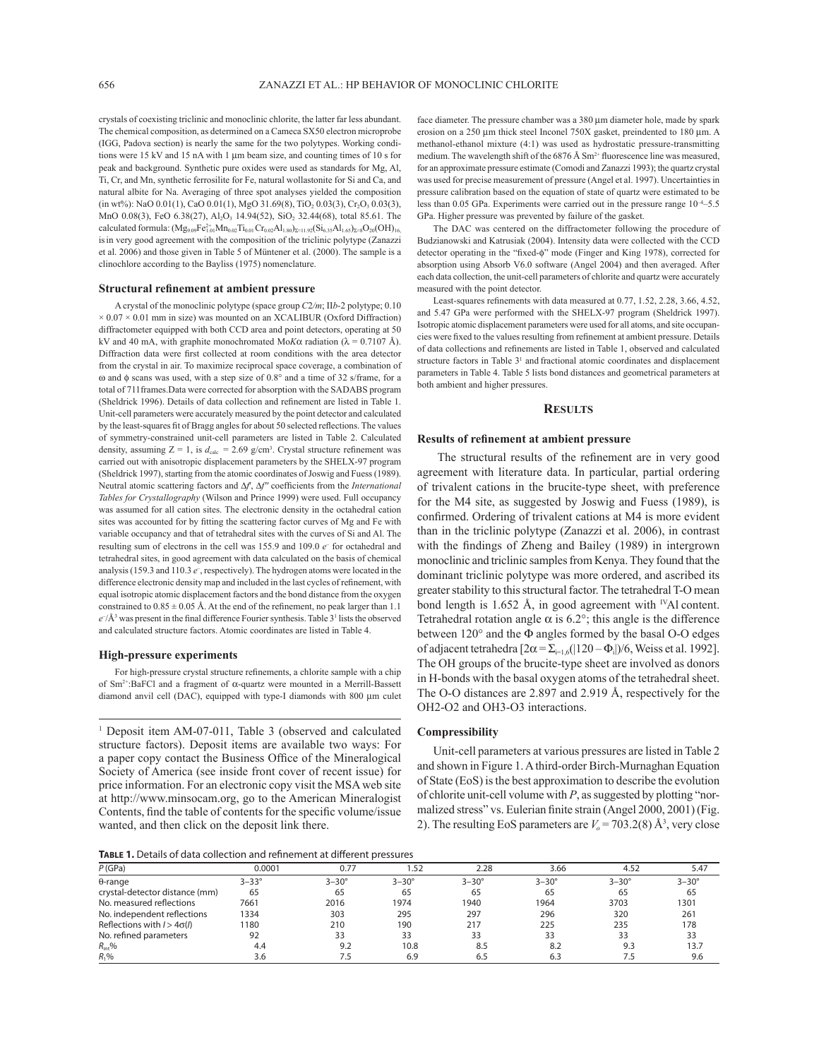crystals of coexisting triclinic and monoclinic chlorite, the latter far less abundant. The chemical composition, as determined on a Cameca SX50 electron microprobe (IGG, Padova section) is nearly the same for the two polytypes. Working conditions were 15 kV and 15 nA with 1 μm beam size, and counting times of 10 s for peak and background. Synthetic pure oxides were used as standards for Mg, Al, Ti, Cr, and Mn, synthetic ferrosilite for Fe, natural wollastonite for Si and Ca, and natural albite for Na. Averaging of three spot analyses yielded the composition (in wt%): NaO 0.01(1), CaO 0.01(1), MgO 31.69(8), $TiO_2$ 0.03(3), $Cr_2O_3$ 0.03(3), MnO 0.08(3), FeO 6.38(27), $Al_2O_3$ 14.94(52), $SiO_2$ 32.44(68), total 85.61. The calculated formula: $(Mg_{9.09}Fe^{2+}_{1.01}Mn_{0.02}Ti_{0.01}Cr_{0.02}Al_{1.80})_{\Sigma=11.92}(Si_{6.35}Al_{1.65})_{\Sigma=8}O_{20}(OH)_{16}$, is in very good agreement with the composition of the triclinic polytype (Zanazzi et al. 2006) and those given in Table 5 of Müntener et al. (2000). The sample is a clinochlore according to the Bayliss (1975) nomenclature.

### Structural refinement at ambient pressure

A crystal of the monoclinic polytype (space group $C2/m$; II$b$-2 polytype; 0.10 × 0.07 × 0.01 mm in size) was mounted on an XCALIBUR (Oxford Diffraction) diffractometer equipped with both CCD area and point detectors, operating at 50 kV and 40 mA, with graphite monochromated Mo$K\alpha$ radiation ($\lambda$ = 0.7107 Å). Diffraction data were first collected at room conditions with the area detector from the crystal in air. To maximize reciprocal space coverage, a combination of ω and ϕ scans was used, with a step size of 0.8° and a time of 32 s/frame, for a total of 711frames.Data were corrected for absorption with the SADABS program (Sheldrick 1996). Details of data collection and refinement are listed in Table 1. Unit-cell parameters were accurately measured by the point detector and calculated by the least-squares fit of Bragg angles for about 50 selected reflections. The values of symmetry-constrained unit-cell parameters are listed in Table 2. Calculated density, assuming Z = 1, is $d_{calc}$ = 2.69 g/cm³. Crystal structure refinement was carried out with anisotropic displacement parameters by the SHELX-97 program (Sheldrick 1997), starting from the atomic coordinates of Joswig and Fuess (1989). Neutral atomic scattering factors and $\Delta f'$, $\Delta f''$ coefficients from the *International Tables for Crystallography* (Wilson and Prince 1999) were used. Full occupancy was assumed for all cation sites. The electronic density in the octahedral cation sites was accounted for by fitting the scattering factor curves of Mg and Fe with variable occupancy and that of tetrahedral sites with the curves of Si and Al. The resulting sum of electrons in the cell was 155.9 and 109.0 $e^-$ for octahedral and tetrahedral sites, in good agreement with data calculated on the basis of chemical analysis (159.3 and 110.3 $e^-$, respectively). The hydrogen atoms were located in the difference electronic density map and included in the last cycles of refinement, with equal isotropic atomic displacement factors and the bond distance from the oxygen constrained to 0.85 ± 0.05 Å. At the end of the refinement, no peak larger than 1.1 $e^-$/Å³ was present in the final difference Fourier synthesis. Table 3[1] lists the observed and calculated structure factors. Atomic coordinates are listed in Table 4.

### High-pressure experiments

For high-pressure crystal structure refinements, a chlorite sample with a chip of $Sm^{2+}$:BaFCl and a fragment of α-quartz were mounted in a Merrill-Bassett diamond anvil cell (DAC), equipped with type-I diamonds with 800 μm culet face diameter. The pressure chamber was a 380 μm diameter hole, made by spark erosion on a 250 μm thick steel Inconel 750X gasket, preindented to 180 μm. A methanol-ethanol mixture (4:1) was used as hydrostatic pressure-transmitting medium. The wavelength shift of the 6876 Å $Sm^{2+}$ fluorescence line was measured, for an approximate pressure estimate (Comodi and Zanazzi 1993); the quartz crystal was used for precise measurement of pressure (Angel et al. 1997). Uncertainties in pressure calibration based on the equation of state of quartz were estimated to be less than 0.05 GPa. Experiments were carried out in the pressure range $10^{-4}$–5.5 GPa. Higher pressure was prevented by failure of the gasket.

The DAC was centered on the diffractometer following the procedure of Budzianowski and Katrusiak (2004). Intensity data were collected with the CCD detector operating in the "fixed-ϕ" mode (Finger and King 1978), corrected for absorption using Absorb V6.0 software (Angel 2004) and then averaged. After each data collection, the unit-cell parameters of chlorite and quartz were accurately measured with the point detector.

Least-squares refinements with data measured at 0.77, 1.52, 2.28, 3.66, 4.52, and 5.47 GPa were performed with the SHELX-97 program (Sheldrick 1997). Isotropic atomic displacement parameters were used for all atoms, and site occupancies were fixed to the values resulting from refinement at ambient pressure. Details of data collections and refinements are listed in Table 1, observed and calculated structure factors in Table 3[1] and fractional atomic coordinates and displacement parameters in Table 4. Table 5 lists bond distances and geometrical parameters at both ambient and higher pressures.

## Results

### Results of refinement at ambient pressure

The structural results of the refinement are in very good agreement with literature data. In particular, partial ordering of trivalent cations in the brucite-type sheet, with preference for the M4 site, as suggested by Joswig and Fuess (1989), is confirmed. Ordering of trivalent cations at M4 is more evident than in the triclinic polytype (Zanazzi et al. 2006), in contrast with the findings of Zheng and Bailey (1989) in intergrown monoclinic and triclinic samples from Kenya. They found that the dominant triclinic polytype was more ordered, and ascribed its greater stability to this structural factor. The tetrahedral T-O mean bond length is 1.652 Å, in good agreement with $^{IV}$Al content. Tetrahedral rotation angle α is 6.2°; this angle is the difference between 120° and the Φ angles formed by the basal O-O edges of adjacent tetrahedra [$2\alpha = \Sigma_{i=1,6}(|120 - \Phi_i|)/6$, Weiss et al. 1992]. The OH groups of the brucite-type sheet are involved as donors in H-bonds with the basal oxygen atoms of the tetrahedral sheet. The O-O distances are 2.897 and 2.919 Å, respectively for the OH2-O2 and OH3-O3 interactions.

### Compressibility

Unit-cell parameters at various pressures are listed in Table 2 and shown in Figure 1. A third-order Birch-Murnaghan Equation of State (EoS) is the best approximation to describe the evolution of chlorite unit-cell volume with $P$, as suggested by plotting "normalized stress" vs. Eulerian finite strain (Angel 2000, 2001) (Fig. 2). The resulting EoS parameters are $V_o$ = 703.2(8) Å³, very close

[1] Deposit item AM-07-011, Table 3 (observed and calculated structure factors). Deposit items are available two ways: For a paper copy contact the Business Office of the Mineralogical Society of America (see inside front cover of recent issue) for price information. For an electronic copy visit the MSA web site at http://www.minsocam.org, go to the American Mineralogist Contents, find the table of contents for the specific volume/issue wanted, and then click on the deposit link there.

**Table 1.** Details of data collection and refinement at different pressures

| $P$ (GPa) | 0.0001 | 0.77 | 1.52 | 2.28 | 3.66 | 4.52 | 5.47 |
|---|---|---|---|---|---|---|---|
| θ-range | 3–33° | 3–30° | 3–30° | 3–30° | 3–30° | 3–30° | 3–30° |
| crystal-detector distance (mm) | 65 | 65 | 65 | 65 | 65 | 65 | 65 |
| No. measured reflections | 7661 | 2016 | 1974 | 1940 | 1964 | 3703 | 1301 |
| No. independent reflections | 1334 | 303 | 295 | 297 | 296 | 320 | 261 |
| Reflections with $I > 4\sigma(I)$ | 1180 | 210 | 190 | 217 | 225 | 235 | 178 |
| No. refined parameters | 92 | 33 | 33 | 33 | 33 | 33 | 33 |
| $R_{int}$% | 4.4 | 9.2 | 10.8 | 8.5 | 8.2 | 9.3 | 13.7 |
| $R_1$% | 3.6 | 7.5 | 6.9 | 6.5 | 6.3 | 7.5 | 9.6 |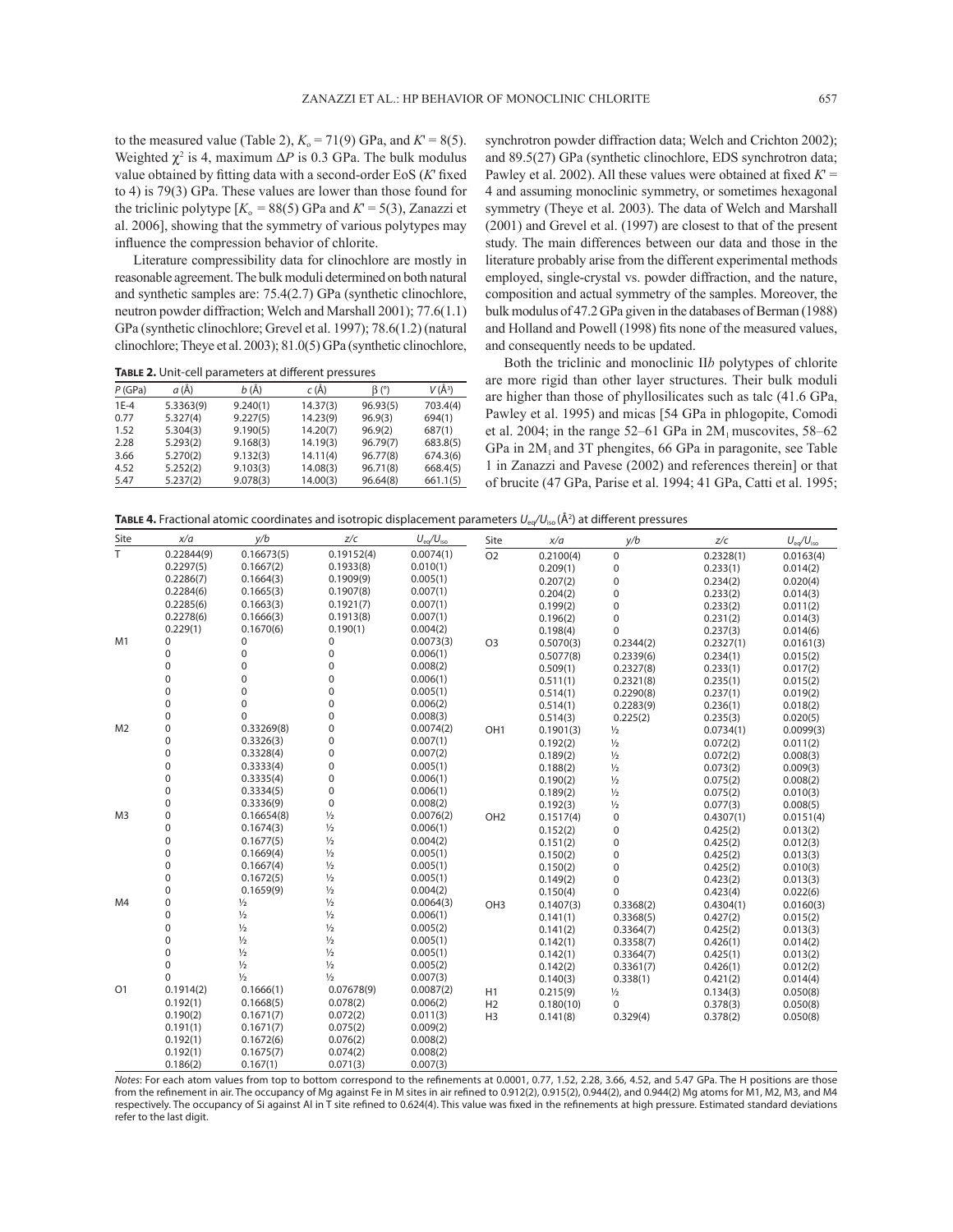to the measured value (Table 2), $K_o$ = 71(9) GPa, and $K'$ = 8(5). Weighted $\chi^2$ is 4, maximum $\Delta P$ is 0.3 GPa. The bulk modulus value obtained by fitting data with a second-order EoS ($K'$ fixed to 4) is 79(3) GPa. These values are lower than those found for the triclinic polytype [$K_o$ = 88(5) GPa and $K'$ = 5(3), Zanazzi et al. 2006], showing that the symmetry of various polytypes may influence the compression behavior of chlorite.

Literature compressibility data for clinochlore are mostly in reasonable agreement. The bulk moduli determined on both natural and synthetic samples are: 75.4(2.7) GPa (synthetic clinochlore, neutron powder diffraction; Welch and Marshall 2001); 77.6(1.1) GPa (synthetic clinochlore; Grevel et al. 1997); 78.6(1.2) (natural clinochlore; Theye et al. 2003); 81.0(5) GPa (synthetic clinochlore, synchrotron powder diffraction data; Welch and Crichton 2002); and 89.5(27) GPa (synthetic clinochlore, EDS synchrotron data; Pawley et al. 2002). All these values were obtained at fixed $K'$ = 4 and assuming monoclinic symmetry, or sometimes hexagonal symmetry (Theye et al. 2003). The data of Welch and Marshall (2001) and Grevel et al. (1997) are closest to that of the present study. The main differences between our data and those in the literature probably arise from the different experimental methods employed, single-crystal vs. powder diffraction, and the nature, composition and actual symmetry of the samples. Moreover, the bulk modulus of 47.2 GPa given in the databases of Berman (1988) and Holland and Powell (1998) fits none of the measured values, and consequently needs to be updated.

**Table 2.** Unit-cell parameters at different pressures

| P (GPa) | a (Å) | b (Å) | c (Å) | β (°) | V (Å³) |
|---|---|---|---|---|---|
| 1E-4 | 5.3363(9) | 9.240(1) | 14.37(3) | 96.93(5) | 703.4(4) |
| 0.77 | 5.327(4) | 9.227(5) | 14.23(9) | 96.9(3) | 694(1) |
| 1.52 | 5.304(3) | 9.190(5) | 14.20(7) | 96.9(2) | 687(1) |
| 2.28 | 5.293(2) | 9.168(3) | 14.19(3) | 96.79(7) | 683.8(5) |
| 3.66 | 5.270(2) | 9.132(3) | 14.11(4) | 96.77(8) | 674.3(6) |
| 4.52 | 5.252(2) | 9.103(3) | 14.08(3) | 96.71(8) | 668.4(5) |
| 5.47 | 5.237(2) | 9.078(3) | 14.00(3) | 96.64(8) | 661.1(5) |

Both the triclinic and monoclinic II*b* polytypes of chlorite are more rigid than other layer structures. Their bulk moduli are higher than those of phyllosilicates such as talc (41.6 GPa, Pawley et al. 1995) and micas [54 GPa in phlogopite, Comodi et al. 2004; in the range 52–61 GPa in $2M_1$ muscovites, 58–62 GPa in $2M_1$ and 3T phengites, 66 GPa in paragonite, see Table 1 in Zanazzi and Pavese (2002) and references therein] or that of brucite (47 GPa, Parise et al. 1994; 41 GPa, Catti et al. 1995;

**Table 4.** Fractional atomic coordinates and isotropic displacement parameters $U_{eq}/U_{iso}$ (Å²) at different pressures

| Site | x/a | y/b | z/c | $U_{eq}/U_{iso}$ |
|---|---|---|---|---|
| T | 0.22844(9) | 0.16673(5) | 0.19152(4) | 0.0074(1) |
| | 0.2297(5) | 0.1667(2) | 0.1933(8) | 0.010(1) |
| | 0.2286(7) | 0.1664(3) | 0.1909(9) | 0.005(1) |
| | 0.2284(6) | 0.1665(3) | 0.1907(8) | 0.007(1) |
| | 0.2285(6) | 0.1663(3) | 0.1921(7) | 0.007(1) |
| | 0.2278(6) | 0.1666(3) | 0.1913(8) | 0.007(1) |
| | 0.229(1) | 0.1670(6) | 0.190(1) | 0.004(2) |
| M1 | 0 | 0 | 0 | 0.0073(3) |
| | 0 | 0 | 0 | 0.006(1) |
| | 0 | 0 | 0 | 0.008(2) |
| | 0 | 0 | 0 | 0.006(1) |
| | 0 | 0 | 0 | 0.005(1) |
| | 0 | 0 | 0 | 0.006(2) |
| | 0 | 0 | 0 | 0.008(3) |
| M2 | 0 | 0.33269(8) | 0 | 0.0074(2) |
| | 0 | 0.3326(3) | 0 | 0.007(1) |
| | 0 | 0.3328(4) | 0 | 0.007(2) |
| | 0 | 0.3333(4) | 0 | 0.005(1) |
| | 0 | 0.3335(4) | 0 | 0.006(1) |
| | 0 | 0.3334(5) | 0 | 0.006(1) |
| | 0 | 0.3336(9) | 0 | 0.008(2) |
| M3 | 0 | 0.16654(8) | ½ | 0.0076(2) |
| | 0 | 0.1674(3) | ½ | 0.006(1) |
| | 0 | 0.1677(5) | ½ | 0.004(2) |
| | 0 | 0.1669(4) | ½ | 0.005(1) |
| | 0 | 0.1667(4) | ½ | 0.005(1) |
| | 0 | 0.1672(5) | ½ | 0.005(1) |
| | 0 | 0.1659(9) | ½ | 0.004(2) |
| M4 | 0 | ½ | ½ | 0.0064(3) |
| | 0 | ½ | ½ | 0.006(1) |
| | 0 | ½ | ½ | 0.005(2) |
| | 0 | ½ | ½ | 0.005(1) |
| | 0 | ½ | ½ | 0.005(1) |
| | 0 | ½ | ½ | 0.005(2) |
| | 0 | ½ | ½ | 0.007(3) |
| O1 | 0.1914(2) | 0.1666(1) | 0.07678(9) | 0.0087(2) |
| | 0.192(1) | 0.1668(5) | 0.078(2) | 0.006(2) |
| | 0.190(2) | 0.1671(7) | 0.072(2) | 0.011(3) |
| | 0.191(1) | 0.1671(7) | 0.075(2) | 0.009(2) |
| | 0.192(1) | 0.1672(6) | 0.076(2) | 0.008(2) |
| | 0.192(1) | 0.1675(7) | 0.074(2) | 0.008(2) |
| | 0.186(2) | 0.167(1) | 0.071(3) | 0.007(3) |
| O2 | 0.2100(4) | 0 | 0.2328(1) | 0.0163(4) |
| | 0.209(1) | 0 | 0.233(1) | 0.014(2) |
| | 0.207(2) | 0 | 0.234(2) | 0.020(4) |
| | 0.204(2) | 0 | 0.233(2) | 0.014(3) |
| | 0.199(2) | 0 | 0.233(2) | 0.011(2) |
| | 0.196(2) | 0 | 0.231(2) | 0.014(3) |
| | 0.198(4) | 0 | 0.237(3) | 0.014(6) |
| O3 | 0.5070(3) | 0.2344(2) | 0.2327(1) | 0.0161(3) |
| | 0.5077(8) | 0.2339(6) | 0.234(1) | 0.015(2) |
| | 0.509(1) | 0.2327(8) | 0.233(1) | 0.017(2) |
| | 0.511(1) | 0.2321(8) | 0.235(1) | 0.015(2) |
| | 0.514(1) | 0.2290(8) | 0.237(1) | 0.019(2) |
| | 0.514(1) | 0.2283(9) | 0.236(1) | 0.018(2) |
| | 0.514(3) | 0.225(2) | 0.235(3) | 0.020(5) |
| OH1 | 0.1901(3) | ½ | 0.0734(1) | 0.0099(3) |
| | 0.192(2) | ½ | 0.072(2) | 0.011(2) |
| | 0.189(2) | ½ | 0.072(2) | 0.008(3) |
| | 0.188(2) | ½ | 0.073(2) | 0.009(3) |
| | 0.190(2) | ½ | 0.075(2) | 0.008(2) |
| | 0.189(2) | ½ | 0.075(2) | 0.010(3) |
| | 0.192(3) | ½ | 0.077(3) | 0.008(5) |
| OH2 | 0.1517(4) | 0 | 0.4307(1) | 0.0151(4) |
| | 0.152(2) | 0 | 0.425(2) | 0.013(2) |
| | 0.151(2) | 0 | 0.425(2) | 0.012(3) |
| | 0.150(2) | 0 | 0.425(2) | 0.013(3) |
| | 0.150(2) | 0 | 0.425(2) | 0.010(3) |
| | 0.149(2) | 0 | 0.423(2) | 0.013(3) |
| | 0.150(4) | 0 | 0.423(4) | 0.022(6) |
| OH3 | 0.1407(3) | 0.3368(2) | 0.4304(1) | 0.0160(3) |
| | 0.141(1) | 0.3368(5) | 0.427(2) | 0.015(2) |
| | 0.141(2) | 0.3364(7) | 0.425(2) | 0.013(2) |
| | 0.142(1) | 0.3358(7) | 0.426(1) | 0.014(2) |
| | 0.142(1) | 0.3364(7) | 0.425(1) | 0.013(2) |
| | 0.142(2) | 0.3361(7) | 0.426(1) | 0.012(2) |
| | 0.140(3) | 0.338(1) | 0.421(2) | 0.014(4) |
| H1 | 0.215(9) | ½ | 0.134(3) | 0.050(8) |
| H2 | 0.180(10) | 0 | 0.378(3) | 0.050(8) |
| H3 | 0.141(8) | 0.329(4) | 0.378(2) | 0.050(8) |

*Notes*: For each atom values from top to bottom correspond to the refinements at 0.0001, 0.77, 1.52, 2.28, 3.66, 4.52, and 5.47 GPa. The H positions are those from the refinement in air. The occupancy of Mg against Fe in M sites in air refined to 0.912(2), 0.915(2), 0.944(2), and 0.944(2) Mg atoms for M1, M2, M3, and M4 respectively. The occupancy of Si against Al in T site refined to 0.624(4). This value was fixed in the refinements at high pressure. Estimated standard deviations refer to the last digit.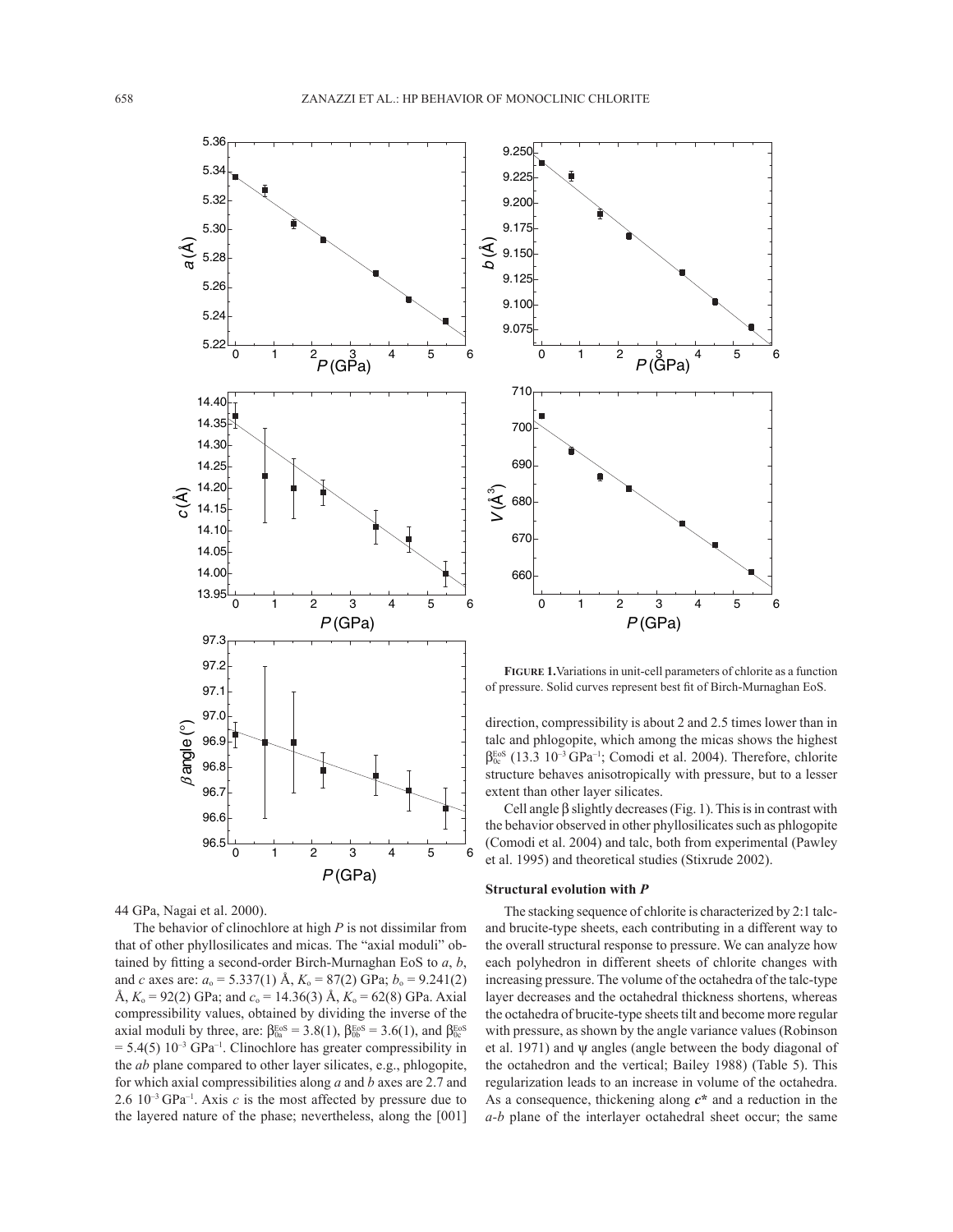**FIGURE 1.** Variations in unit-cell parameters of chlorite as a function of pressure. Solid curves represent best fit of Birch-Murnaghan EoS.

44 GPa, Nagai et al. 2000).

The behavior of clinochlore at high *P* is not dissimilar from that of other phyllosilicates and micas. The "axial moduli" obtained by fitting a second-order Birch-Murnaghan EoS to *a*, *b*, and *c* axes are: $a_o$ = 5.337(1) Å, $K_o$ = 87(2) GPa; $b_o$ = 9.241(2) Å, $K_o$ = 92(2) GPa; and $c_o$ = 14.36(3) Å, $K_o$ = 62(8) GPa. Axial compressibility values, obtained by dividing the inverse of the axial moduli by three, are: $\beta^{EoS}_{0a}$ = 3.8(1), $\beta^{EoS}_{0b}$ = 3.6(1), and $\beta^{EoS}_{0c}$ = 5.4(5) $10^{-3}$ $GPa^{-1}$. Clinochlore has greater compressibility in the *ab* plane compared to other layer silicates, e.g., phlogopite, for which axial compressibilities along *a* and *b* axes are 2.7 and 2.6 $10^{-3}$ $GPa^{-1}$. Axis *c* is the most affected by pressure due to the layered nature of the phase; nevertheless, along the [001] direction, compressibility is about 2 and 2.5 times lower than in talc and phlogopite, which among the micas shows the highest $\beta^{EoS}_{0c}$ (13.3 $10^{-3}$ $GPa^{-1}$; Comodi et al. 2004). Therefore, chlorite structure behaves anisotropically with pressure, but to a lesser extent than other layer silicates.

Cell angle β slightly decreases (Fig. 1). This is in contrast with the behavior observed in other phyllosilicates such as phlogopite (Comodi et al. 2004) and talc, both from experimental (Pawley et al. 1995) and theoretical studies (Stixrude 2002).

### Structural evolution with *P*

The stacking sequence of chlorite is characterized by 2:1 talc- and brucite-type sheets, each contributing in a different way to the overall structural response to pressure. We can analyze how each polyhedron in different sheets of chlorite changes with increasing pressure. The volume of the octahedra of the talc-type layer decreases and the octahedral thickness shortens, whereas the octahedra of brucite-type sheets tilt and become more regular with pressure, as shown by the angle variance values (Robinson et al. 1971) and ψ angles (angle between the body diagonal of the octahedron and the vertical; Bailey 1988) (Table 5). This regularization leads to an increase in volume of the octahedra. As a consequence, thickening along ***c**** and a reduction in the *a*-*b* plane of the interlayer octahedral sheet occur; the same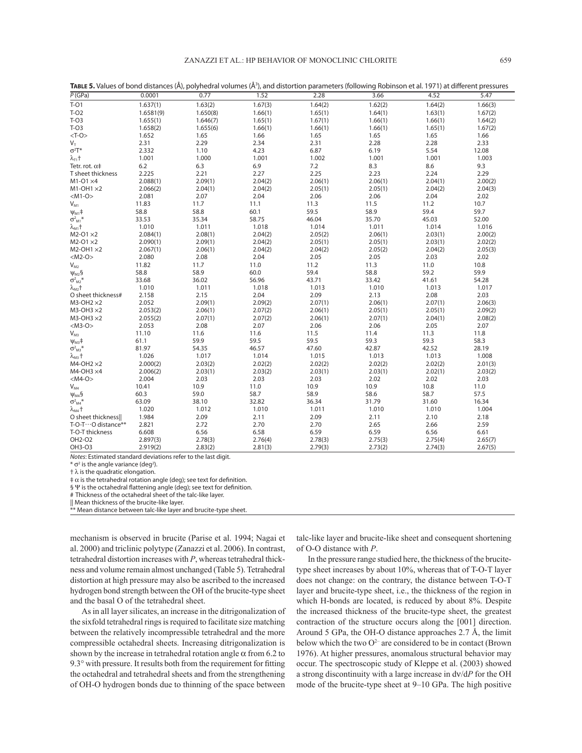**TABLE 5.** Values of bond distances (Å), polyhedral volumes (Å$^3$), and distortion parameters (following Robinson et al. 1971) at different pressures

| $P$ (GPa) | 0.0001 | 0.77 | 1.52 | 2.28 | 3.66 | 4.52 | 5.47 |
|---|---|---|---|---|---|---|---|
| T-O1 | 1.637(1) | 1.63(2) | 1.67(3) | 1.64(2) | 1.62(2) | 1.64(2) | 1.66(3) |
| T-O2 | 1.6581(9) | 1.650(8) | 1.66(1) | 1.65(1) | 1.64(1) | 1.63(1) | 1.67(2) |
| T-O3 | 1.655(1) | 1.646(7) | 1.65(1) | 1.67(1) | 1.66(1) | 1.66(1) | 1.64(2) |
| T-O3 | 1.658(2) | 1.655(6) | 1.66(1) | 1.66(1) | 1.66(1) | 1.65(1) | 1.67(2) |
| <T-O> | 1.652 | 1.65 | 1.66 | 1.65 | 1.65 | 1.65 | 1.66 |
| $V_T$ | 2.31 | 2.29 | 2.34 | 2.31 | 2.28 | 2.28 | 2.33 |
| $\sigma^2$T* | 2.332 | 1.10 | 4.23 | 6.87 | 6.19 | 5.54 | 12.08 |
| $\lambda_T$† | 1.001 | 1.000 | 1.001 | 1.002 | 1.001 | 1.001 | 1.003 |
| Tetr. rot. $\alpha$‡ | 6.2 | 6.3 | 6.9 | 7.2 | 8.3 | 8.6 | 9.3 |
| T sheet thickness | 2.225 | 2.21 | 2.27 | 2.25 | 2.23 | 2.24 | 2.29 |
| M1-O1 ×4 | 2.088(1) | 2.09(1) | 2.04(2) | 2.06(1) | 2.06(1) | 2.04(1) | 2.00(2) |
| M1-OH1 ×2 | 2.066(2) | 2.04(1) | 2.04(2) | 2.05(1) | 2.05(1) | 2.04(2) | 2.04(3) |
| <M1-O> | 2.081 | 2.07 | 2.04 | 2.06 | 2.06 | 2.04 | 2.02 |
| $V_{M1}$ | 11.83 | 11.7 | 11.1 | 11.3 | 11.5 | 11.2 | 10.7 |
| $\psi_{M1}$‡ | 58.8 | 58.8 | 60.1 | 59.5 | 58.9 | 59.4 | 59.7 |
| $\sigma^2_{M1}$* | 33.53 | 35.34 | 58.75 | 46.04 | 35.70 | 45.03 | 52.00 |
| $\lambda_{M1}$† | 1.010 | 1.011 | 1.018 | 1.014 | 1.011 | 1.014 | 1.016 |
| M2-O1 ×2 | 2.084(1) | 2.08(1) | 2.04(2) | 2.05(2) | 2.06(1) | 2.03(1) | 2.00(2) |
| M2-O1 ×2 | 2.090(1) | 2.09(1) | 2.04(2) | 2.05(1) | 2.05(1) | 2.03(1) | 2.02(2) |
| M2-OH1 ×2 | 2.067(1) | 2.06(1) | 2.04(2) | 2.04(2) | 2.05(2) | 2.04(2) | 2.05(3) |
| <M2-O> | 2.080 | 2.08 | 2.04 | 2.05 | 2.05 | 2.03 | 2.02 |
| $V_{M2}$ | 11.82 | 11.7 | 11.0 | 11.2 | 11.3 | 11.0 | 10.8 |
| $\psi_{M2}$§ | 58.8 | 58.9 | 60.0 | 59.4 | 58.8 | 59.2 | 59.9 |
| $\sigma^2_{M2}$* | 33.68 | 36.02 | 56.96 | 43.71 | 33.42 | 41.61 | 54.28 |
| $\lambda_{M2}$† | 1.010 | 1.011 | 1.018 | 1.013 | 1.010 | 1.013 | 1.017 |
| O sheet thickness# | 2.158 | 2.15 | 2.04 | 2.09 | 2.13 | 2.08 | 2.03 |
| M3-OH2 ×2 | 2.052 | 2.09(1) | 2.09(2) | 2.07(1) | 2.06(1) | 2.07(1) | 2.06(3) |
| M3-OH3 ×2 | 2.053(2) | 2.06(1) | 2.07(2) | 2.06(1) | 2.05(1) | 2.05(1) | 2.09(2) |
| M3-OH3 ×2 | 2.055(2) | 2.07(1) | 2.07(2) | 2.06(1) | 2.07(1) | 2.04(1) | 2.08(2) |
| <M3-O> | 2.053 | 2.08 | 2.07 | 2.06 | 2.06 | 2.05 | 2.07 |
| $V_{M3}$ | 11.10 | 11.6 | 11.6 | 11.5 | 11.4 | 11.3 | 11.8 |
| $\psi_{M3}$‡ | 61.1 | 59.9 | 59.5 | 59.5 | 59.3 | 59.3 | 58.3 |
| $\sigma^2_{M3}$* | 81.97 | 54.35 | 46.57 | 47.60 | 42.87 | 42.52 | 28.19 |
| $\lambda_{M3}$† | 1.026 | 1.017 | 1.014 | 1.015 | 1.013 | 1.013 | 1.008 |
| M4-OH2 ×2 | 2.000(2) | 2.03(2) | 2.02(2) | 2.02(2) | 2.02(2) | 2.02(2) | 2.01(3) |
| M4-OH3 ×4 | 2.006(2) | 2.03(1) | 2.03(2) | 2.03(1) | 2.03(1) | 2.02(1) | 2.03(2) |
| <M4-O> | 2.004 | 2.03 | 2.03 | 2.03 | 2.02 | 2.02 | 2.03 |
| $V_{M4}$ | 10.41 | 10.9 | 11.0 | 10.9 | 10.9 | 10.8 | 11.0 |
| $\psi_{M4}$§ | 60.3 | 59.0 | 58.7 | 58.9 | 58.6 | 58.7 | 57.5 |
| $\sigma^2_{M4}$* | 63.09 | 38.10 | 32.82 | 36.34 | 31.79 | 31.60 | 16.34 |
| $\lambda_{M4}$† | 1.020 | 1.012 | 1.010 | 1.011 | 1.010 | 1.010 | 1.004 |
| O sheet thickness‖ | 1.984 | 2.09 | 2.11 | 2.09 | 2.11 | 2.10 | 2.18 |
| T-O-T···O distance** | 2.821 | 2.72 | 2.70 | 2.70 | 2.65 | 2.66 | 2.59 |
| T-O-T thickness | 6.608 | 6.56 | 6.58 | 6.59 | 6.59 | 6.56 | 6.61 |
| OH2-O2 | 2.897(3) | 2.78(3) | 2.76(4) | 2.78(3) | 2.75(3) | 2.75(4) | 2.65(7) |
| OH3-O3 | 2.919(2) | 2.83(2) | 2.81(3) | 2.79(3) | 2.73(2) | 2.74(3) | 2.67(5) |

*Notes*: Estimated standard deviations refer to the last digit.
* $\sigma^2$ is the angle variance (deg$^2$).
† $\lambda$ is the quadratic elongation.
‡ $\alpha$ is the tetrahedral rotation angle (deg); see text for definition.
§ $\Psi$ is the octahedral flattening angle (deg); see text for definition.
# Thickness of the octahedral sheet of the talc-like layer.
‖ Mean thickness of the brucite-like layer.
** Mean distance between talc-like layer and brucite-type sheet.

mechanism is observed in brucite (Parise et al. 1994; Nagai et al. 2000) and triclinic polytype (Zanazzi et al. 2006). In contrast, tetrahedral distortion increases with $P$, whereas tetrahedral thickness and volume remain almost unchanged (Table 5). Tetrahedral distortion at high pressure may also be ascribed to the increased hydrogen bond strength between the OH of the brucite-type sheet and the basal O of the tetrahedral sheet.

As in all layer silicates, an increase in the ditrigonalization of the sixfold tetrahedral rings is required to facilitate size matching between the relatively incompressible tetrahedral and the more compressible octahedral sheets. Increasing ditrigonalization is shown by the increase in tetrahedral rotation angle $\alpha$ from 6.2 to 9.3° with pressure. It results both from the requirement for fitting the octahedral and tetrahedral sheets and from the strengthening of OH-O hydrogen bonds due to thinning of the space between talc-like layer and brucite-like sheet and consequent shortening of O-O distance with $P$.

In the pressure range studied here, the thickness of the brucite-type sheet increases by about 10%, whereas that of T-O-T layer does not change: on the contrary, the distance between T-O-T layer and brucite-type sheet, i.e., the thickness of the region in which H-bonds are located, is reduced by about 8%. Despite the increased thickness of the brucite-type sheet, the greatest contraction of the structure occurs along the [001] direction. Around 5 GPa, the OH-O distance approaches 2.7 Å, the limit below which the two $O^{2-}$ are considered to be in contact (Brown 1976). At higher pressures, anomalous structural behavior may occur. The spectroscopic study of Kleppe et al. (2003) showed a strong discontinuity with a large increase in d$\nu$/d$P$ for the OH mode of the brucite-type sheet at 9–10 GPa. The high positive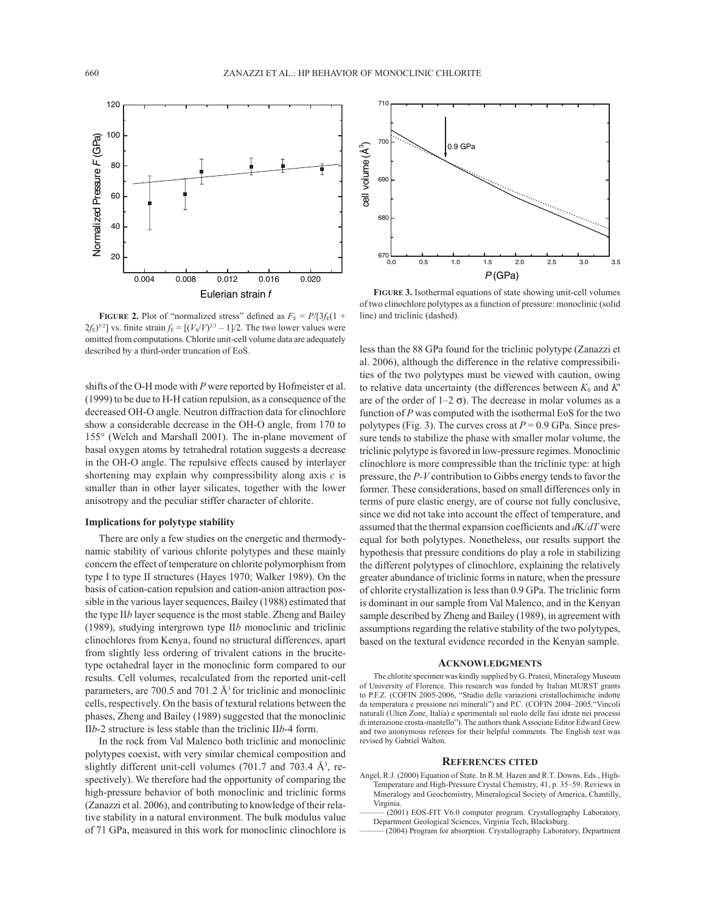**Figure 2.** Plot of "normalized stress" defined as $F_E = P/[3f_E(1 + 2f_E)^{5/2}]$ vs. finite strain $f_E = [(V_0/V)^{2/3} - 1]/2$. The two lower values were omitted from computations. Chlorite unit-cell volume data are adequately described by a third-order truncation of EoS.

**Figure 3.** Isothermal equations of state showing unit-cell volumes of two clinochlore polytypes as a function of pressure: monoclinic (solid line) and triclinic (dashed).

shifts of the O-H mode with $P$ were reported by Hofmeister et al. (1999) to be due to H-H cation repulsion, as a consequence of the decreased OH-O angle. Neutron diffraction data for clinochlore show a considerable decrease in the OH-O angle, from 170 to 155° (Welch and Marshall 2001). The in-plane movement of basal oxygen atoms by tetrahedral rotation suggests a decrease in the OH-O angle. The repulsive effects caused by interlayer shortening may explain why compressibility along axis $c$ is smaller than in other layer silicates, together with the lower anisotropy and the peculiar stiffer character of chlorite.

### Implications for polytype stability

There are only a few studies on the energetic and thermodynamic stability of various chlorite polytypes and these mainly concern the effect of temperature on chlorite polymorphism from type I to type II structures (Hayes 1970; Walker 1989). On the basis of cation-cation repulsion and cation-anion attraction possible in the various layer sequences, Bailey (1988) estimated that the type II*b* layer sequence is the most stable. Zheng and Bailey (1989), studying intergrown type II*b* monoclinic and triclinic clinochlores from Kenya, found no structural differences, apart from slightly less ordering of trivalent cations in the brucite-type octahedral layer in the monoclinic form compared to our results. Cell volumes, recalculated from the reported unit-cell parameters, are 700.5 and 701.2 $Å^3$ for triclinic and monoclinic cells, respectively. On the basis of textural relations between the phases, Zheng and Bailey (1989) suggested that the monoclinic II*b*-2 structure is less stable than the triclinic II*b*-4 form.

In the rock from Val Malenco both triclinic and monoclinic polytypes coexist, with very similar chemical composition and slightly different unit-cell volumes (701.7 and 703.4 $Å^3$, respectively). We therefore had the opportunity of comparing the high-pressure behavior of both monoclinic and triclinic forms (Zanazzi et al. 2006), and contributing to knowledge of their relative stability in a natural environment. The bulk modulus value of 71 GPa, measured in this work for monoclinic clinochlore is less than the 88 GPa found for the triclinic polytype (Zanazzi et al. 2006), although the difference in the relative compressibilities of the two polytypes must be viewed with caution, owing to relative data uncertainty (the differences between $K_0$ and $K'$ are of the order of 1–2 σ). The decrease in molar volumes as a function of $P$ was computed with the isothermal EoS for the two polytypes (Fig. 3). The curves cross at $P = 0.9$ GPa. Since pressure tends to stabilize the phase with smaller molar volume, the triclinic polytype is favored in low-pressure regimes. Monoclinic clinochlore is more compressible than the triclinic type: at high pressure, the $P$-$V$ contribution to Gibbs energy tends to favor the former. These considerations, based on small differences only in terms of pure elastic energy, are of course not fully conclusive, since we did not take into account the effect of temperature, and assumed that the thermal expansion coefficients and $dK/dT$ were equal for both polytypes. Nonetheless, our results support the hypothesis that pressure conditions do play a role in stabilizing the different polytypes of clinochlore, explaining the relatively greater abundance of triclinic forms in nature, when the pressure of chlorite crystallization is less than 0.9 GPa. The triclinic form is dominant in our sample from Val Malenco, and in the Kenyan sample described by Zheng and Bailey (1989), in agreement with assumptions regarding the relative stability of the two polytypes, based on the textural evidence recorded in the Kenyan sample.

## Acknowledgments

The chlorite specimen was kindly supplied by G. Pratesi, Mineralogy Museum of University of Florence. This research was funded by Italian MURST grants to P.F.Z. (COFIN 2005-2006, "Studio delle variazioni cristallochimiche indotte da temperatura e pressione nei minerali") and P.C. (COFIN 2004–2005,"Vincoli naturali (Ulten Zone, Italia) e sperimentali sul ruolo delle fasi idrate nei processi di interazione crosta-mantello"). The authors thank Associate Editor Edward Grew and two anonymous referees for their helpful comments. The English text was revised by Gabriel Walton.

## References cited

Angel, R.J. (2000) Equation of State. In R.M. Hazen and R.T. Downs, Eds., High-Temperature and High-Pressure Crystal Chemistry, 41, p. 35–59. Reviews in Mineralogy and Geochemistry, Mineralogical Society of America, Chantilly, Virginia.

——— (2001) EOS-FIT V6.0 computer program. Crystallography Laboratory, Department Geological Sciences, Virginia Tech, Blacksburg.

——— (2004) Program for absorption. Crystallography Laboratory, Department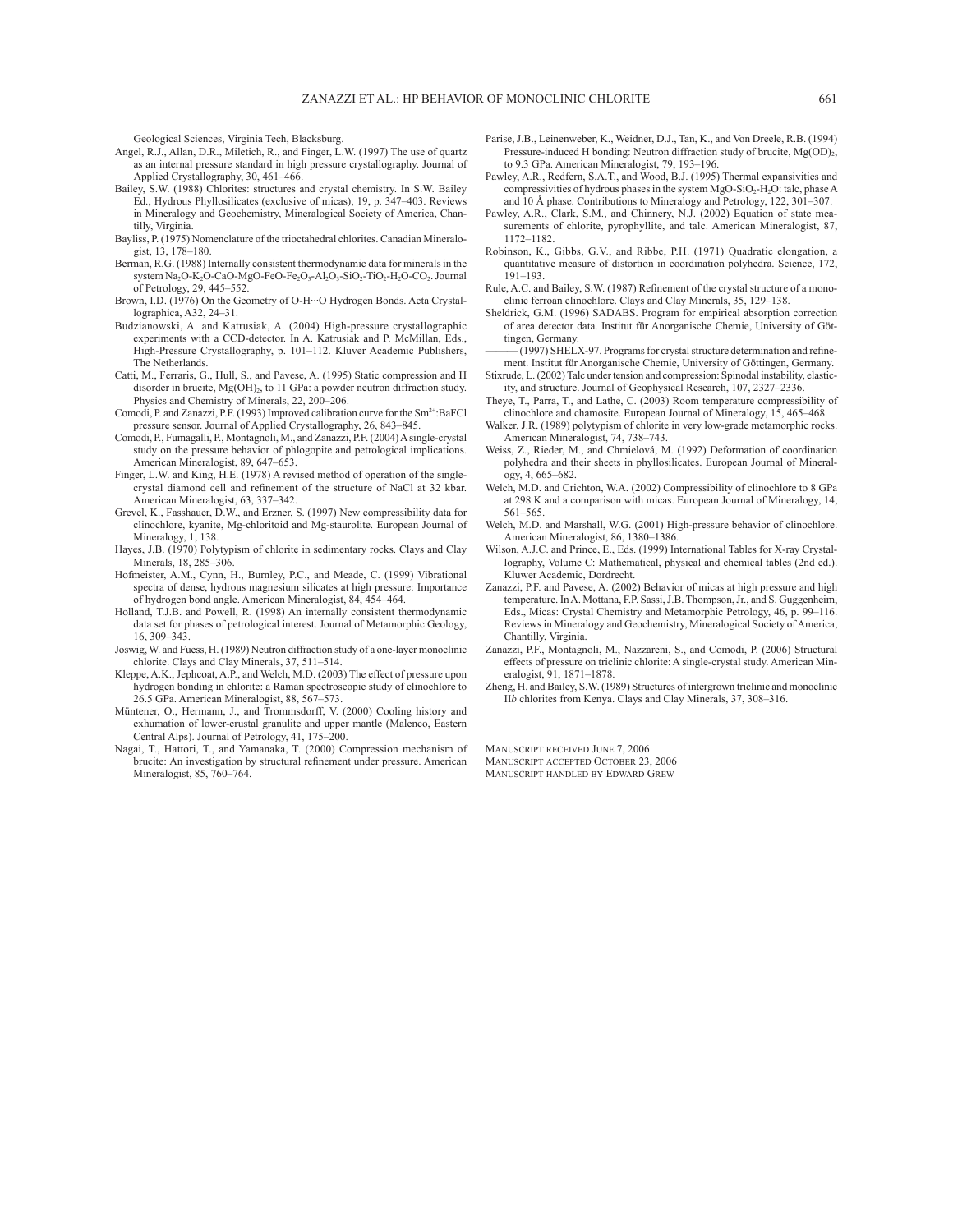Geological Sciences, Virginia Tech, Blacksburg.

Angel, R.J., Allan, D.R., Miletich, R., and Finger, L.W. (1997) The use of quartz as an internal pressure standard in high pressure crystallography. Journal of Applied Crystallography, 30, 461–466.

Bailey, S.W. (1988) Chlorites: structures and crystal chemistry. In S.W. Bailey Ed., Hydrous Phyllosilicates (exclusive of micas), 19, p. 347–403. Reviews in Mineralogy and Geochemistry, Mineralogical Society of America, Chantilly, Virginia.

Bayliss, P. (1975) Nomenclature of the trioctahedral chlorites. Canadian Mineralogist, 13, 178–180.

Berman, R.G. (1988) Internally consistent thermodynamic data for minerals in the system $Na_2O$-$K_2O$-CaO-MgO-FeO-$Fe_2O_3$-$Al_2O_3$-$SiO_2$-$TiO_2$-$H_2O$-$CO_2$. Journal of Petrology, 29, 445–552.

Brown, I.D. (1976) On the Geometry of O-H···O Hydrogen Bonds. Acta Crystallographica, A32, 24–31.

Budzianowski, A. and Katrusiak, A. (2004) High-pressure crystallographic experiments with a CCD-detector. In A. Katrusiak and P. McMillan, Eds., High-Pressure Crystallography, p. 101–112. Kluver Academic Publishers, The Netherlands.

Catti, M., Ferraris, G., Hull, S., and Pavese, A. (1995) Static compression and H disorder in brucite, $Mg(OH)_2$, to 11 GPa: a powder neutron diffraction study. Physics and Chemistry of Minerals, 22, 200–206.

Comodi, P. and Zanazzi, P.F. (1993) Improved calibration curve for the $Sm^{2+}$:BaFCl pressure sensor. Journal of Applied Crystallography, 26, 843–845.

Comodi, P., Fumagalli, P., Montagnoli, M., and Zanazzi, P.F. (2004) A single-crystal study on the pressure behavior of phlogopite and petrological implications. American Mineralogist, 89, 647–653.

Finger, L.W. and King, H.E. (1978) A revised method of operation of the single-crystal diamond cell and refinement of the structure of NaCl at 32 kbar. American Mineralogist, 63, 337–342.

Grevel, K., Fasshauer, D.W., and Erzner, S. (1997) New compressibility data for clinochlore, kyanite, Mg-chloritoid and Mg-staurolite. European Journal of Mineralogy, 1, 138.

Hayes, J.B. (1970) Polytypism of chlorite in sedimentary rocks. Clays and Clay Minerals, 18, 285–306.

Hofmeister, A.M., Cynn, H., Burnley, P.C., and Meade, C. (1999) Vibrational spectra of dense, hydrous magnesium silicates at high pressure: Importance of hydrogen bond angle. American Mineralogist, 84, 454–464.

Holland, T.J.B. and Powell, R. (1998) An internally consistent thermodynamic data set for phases of petrological interest. Journal of Metamorphic Geology, 16, 309–343.

Joswig, W. and Fuess, H. (1989) Neutron diffraction study of a one-layer monoclinic chlorite. Clays and Clay Minerals, 37, 511–514.

Kleppe, A.K., Jephcoat, A.P., and Welch, M.D. (2003) The effect of pressure upon hydrogen bonding in chlorite: a Raman spectroscopic study of clinochlore to 26.5 GPa. American Mineralogist, 88, 567–573.

Müntener, O., Hermann, J., and Trommsdorff, V. (2000) Cooling history and exhumation of lower-crustal granulite and upper mantle (Malenco, Eastern Central Alps). Journal of Petrology, 41, 175–200.

Nagai, T., Hattori, T., and Yamanaka, T. (2000) Compression mechanism of brucite: An investigation by structural refinement under pressure. American Mineralogist, 85, 760–764.

Parise, J.B., Leinenweber, K., Weidner, D.J., Tan, K., and Von Dreele, R.B. (1994) Pressure-induced H bonding: Neutron diffraction study of brucite, $Mg(OD)_2$, to 9.3 GPa. American Mineralogist, 79, 193–196.

Pawley, A.R., Redfern, S.A.T., and Wood, B.J. (1995) Thermal expansivities and compressivities of hydrous phases in the system MgO-$SiO_2$-$H_2O$: talc, phase A and 10 Å phase. Contributions to Mineralogy and Petrology, 122, 301–307.

Pawley, A.R., Clark, S.M., and Chinnery, N.J. (2002) Equation of state measurements of chlorite, pyrophyllite, and talc. American Mineralogist, 87, 1172–1182.

Robinson, K., Gibbs, G.V., and Ribbe, P.H. (1971) Quadratic elongation, a quantitative measure of distortion in coordination polyhedra. Science, 172, 191–193.

Rule, A.C. and Bailey, S.W. (1987) Refinement of the crystal structure of a monoclinic ferroan clinochlore. Clays and Clay Minerals, 35, 129–138.

Sheldrick, G.M. (1996) SADABS. Program for empirical absorption correction of area detector data. Institut für Anorganische Chemie, University of Göttingen, Germany.

——— (1997) SHELX-97. Programs for crystal structure determination and refinement. Institut für Anorganische Chemie, University of Göttingen, Germany.

Stixrude, L. (2002) Talc under tension and compression: Spinodal instability, elasticity, and structure. Journal of Geophysical Research, 107, 2327–2336.

Theye, T., Parra, T., and Lathe, C. (2003) Room temperature compressibility of clinochlore and chamosite. European Journal of Mineralogy, 15, 465–468.

Walker, J.R. (1989) polytypism of chlorite in very low-grade metamorphic rocks. American Mineralogist, 74, 738–743.

Weiss, Z., Rieder, M., and Chmielová, M. (1992) Deformation of coordination polyhedra and their sheets in phyllosilicates. European Journal of Mineralogy, 4, 665–682.

Welch, M.D. and Crichton, W.A. (2002) Compressibility of clinochlore to 8 GPa at 298 K and a comparison with micas. European Journal of Mineralogy, 14, 561–565.

Welch, M.D. and Marshall, W.G. (2001) High-pressure behavior of clinochlore. American Mineralogist, 86, 1380–1386.

Wilson, A.J.C. and Prince, E., Eds. (1999) International Tables for X-ray Crystallography, Volume C: Mathematical, physical and chemical tables (2nd ed.). Kluwer Academic, Dordrecht.

Zanazzi, P.F. and Pavese, A. (2002) Behavior of micas at high pressure and high temperature. In A. Mottana, F.P. Sassi, J.B. Thompson, Jr., and S. Guggenheim, Eds., Micas: Crystal Chemistry and Metamorphic Petrology, 46, p. 99–116. Reviews in Mineralogy and Geochemistry, Mineralogical Society of America, Chantilly, Virginia.

Zanazzi, P.F., Montagnoli, M., Nazzareni, S., and Comodi, P. (2006) Structural effects of pressure on triclinic chlorite: A single-crystal study. American Mineralogist, 91, 1871–1878.

Zheng, H. and Bailey, S.W. (1989) Structures of intergrown triclinic and monoclinic II*b* chlorites from Kenya. Clays and Clay Minerals, 37, 308–316.

Manuscript received June 7, 2006
Manuscript accepted October 23, 2006
Manuscript handled by Edward Grew